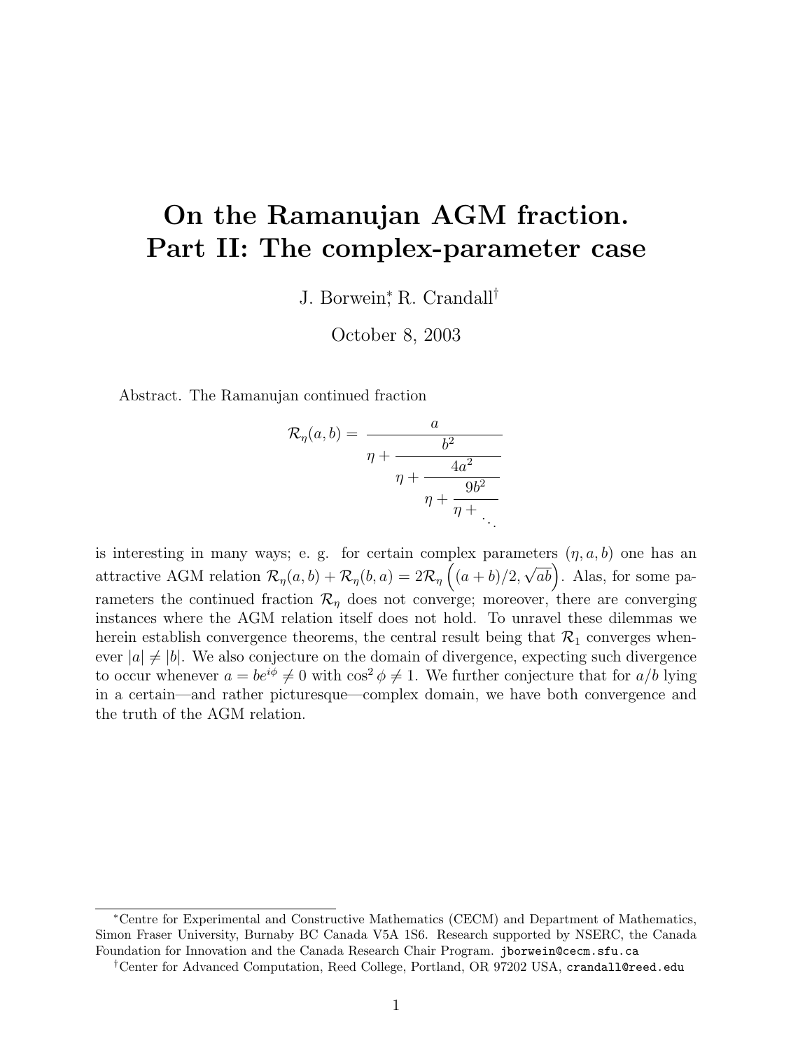# On the Ramanujan AGM fraction. Part II: The complex-parameter case

J. Borwein,[*] R. Crandall[†]

October 8, 2003

Abstract. The Ramanujan continued fraction

$$\mathcal{R}_\eta(a,b) = \cfrac{a}{\eta + \cfrac{b^2}{\eta + \cfrac{4a^2}{\eta + \cfrac{9b^2}{\eta + \ddots}}}}$$

is interesting in many ways; e. g. for certain complex parameters $(\eta, a, b)$ one has an attractive AGM relation $\mathcal{R}_\eta(a,b) + \mathcal{R}_\eta(b,a) = 2\mathcal{R}_\eta\left((a+b)/2, \sqrt{ab}\right)$. Alas, for some parameters the continued fraction $\mathcal{R}_\eta$ does not converge; moreover, there are converging instances where the AGM relation itself does not hold. To unravel these dilemmas we herein establish convergence theorems, the central result being that $\mathcal{R}_1$ converges whenever $|a| \neq |b|$. We also conjecture on the domain of divergence, expecting such divergence to occur whenever $a = be^{i\phi} \neq 0$ with $\cos^2\phi \neq 1$. We further conjecture that for $a/b$ lying in a certain—and rather picturesque—complex domain, we have both convergence and the truth of the AGM relation.

---

[*] Centre for Experimental and Constructive Mathematics (CECM) and Department of Mathematics, Simon Fraser University, Burnaby BC Canada V5A 1S6. Research supported by NSERC, the Canada Foundation for Innovation and the Canada Research Chair Program. jborwein@cecm.sfu.ca

[†] Center for Advanced Computation, Reed College, Portland, OR 97202 USA, crandall@reed.edu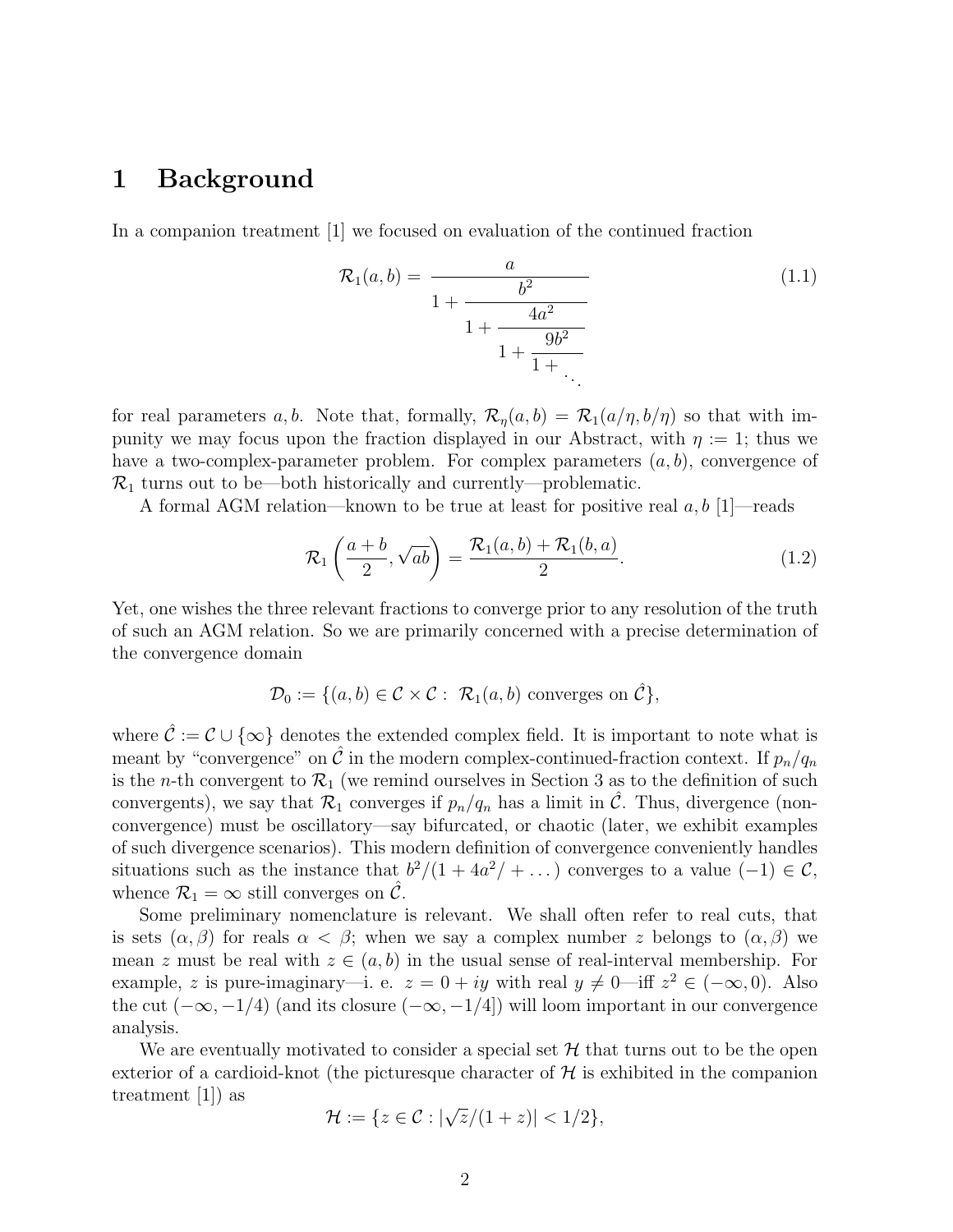# 1 Background

In a companion treatment [1] we focused on evaluation of the continued fraction

$$\mathcal{R}_1(a,b) = \cfrac{a}{1+\cfrac{b^2}{1+\cfrac{4a^2}{1+\cfrac{9b^2}{1+\ddots}}}} \tag{1.1}$$

for real parameters $a, b$. Note that, formally, $\mathcal{R}_\eta(a,b) = \mathcal{R}_1(a/\eta, b/\eta)$ so that with impunity we may focus upon the fraction displayed in our Abstract, with $\eta := 1$; thus we have a two-complex-parameter problem. For complex parameters $(a, b)$, convergence of $\mathcal{R}_1$ turns out to be—both historically and currently—problematic.

A formal AGM relation—known to be true at least for positive real $a, b$ [1]—reads

$$\mathcal{R}_1\left(\frac{a+b}{2}, \sqrt{ab}\right) = \frac{\mathcal{R}_1(a,b) + \mathcal{R}_1(b,a)}{2}. \tag{1.2}$$

Yet, one wishes the three relevant fractions to converge prior to any resolution of the truth of such an AGM relation. So we are primarily concerned with a precise determination of the convergence domain

$$\mathcal{D}_0 := \{(a,b) \in \mathcal{C} \times \mathcal{C} : \ \mathcal{R}_1(a,b) \text{ converges on } \hat{\mathcal{C}}\},$$

where $\hat{\mathcal{C}} := \mathcal{C} \cup \{\infty\}$ denotes the extended complex field. It is important to note what is meant by "convergence" on $\hat{\mathcal{C}}$ in the modern complex-continued-fraction context. If $p_n/q_n$ is the $n$-th convergent to $\mathcal{R}_1$ (we remind ourselves in Section 3 as to the definition of such convergents), we say that $\mathcal{R}_1$ converges if $p_n/q_n$ has a limit in $\hat{\mathcal{C}}$. Thus, divergence (non-convergence) must be oscillatory—say bifurcated, or chaotic (later, we exhibit examples of such divergence scenarios). This modern definition of convergence conveniently handles situations such as the instance that $b^2/(1 + 4a^2/ + \dots)$ converges to a value $(-1) \in \mathcal{C}$, whence $\mathcal{R}_1 = \infty$ still converges on $\hat{\mathcal{C}}$.

Some preliminary nomenclature is relevant. We shall often refer to real cuts, that is sets $(\alpha, \beta)$ for reals $\alpha < \beta$; when we say a complex number $z$ belongs to $(\alpha, \beta)$ we mean $z$ must be real with $z \in (a, b)$ in the usual sense of real-interval membership. For example, $z$ is pure-imaginary—i. e. $z = 0 + iy$ with real $y \neq 0$—iff $z^2 \in (-\infty, 0)$. Also the cut $(-\infty, -1/4)$ (and its closure $(-\infty, -1/4]$) will loom important in our convergence analysis.

We are eventually motivated to consider a special set $\mathcal{H}$ that turns out to be the open exterior of a cardioid-knot (the picturesque character of $\mathcal{H}$ is exhibited in the companion treatment [1]) as

$$\mathcal{H} := \{z \in \mathcal{C} : |\sqrt{z}/(1+z)| < 1/2\},$$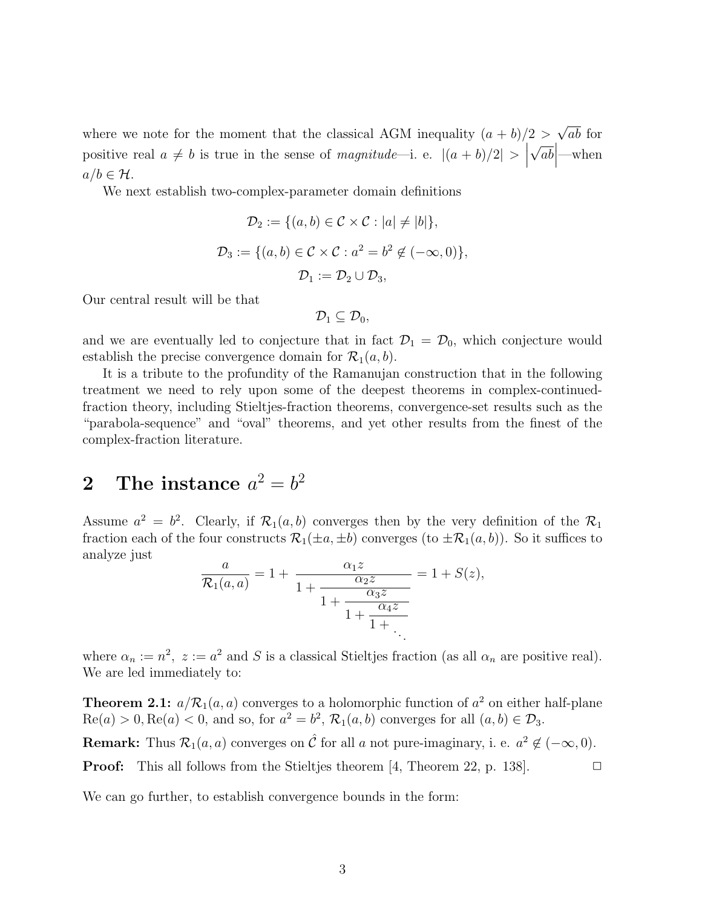where we note for the moment that the classical AGM inequality $(a+b)/2 > \sqrt{ab}$ for positive real $a \neq b$ is true in the sense of *magnitude*—i. e. $|(a+b)/2| > \left|\sqrt{ab}\right|$—when $a/b \in \mathcal{H}$.

We next establish two-complex-parameter domain definitions

$$\mathcal{D}_2 := \{(a,b) \in \mathcal{C} \times \mathcal{C} : |a| \neq |b|\},$$

$$\mathcal{D}_3 := \{(a,b) \in \mathcal{C} \times \mathcal{C} : a^2 = b^2 \notin (-\infty, 0)\},$$

$$\mathcal{D}_1 := \mathcal{D}_2 \cup \mathcal{D}_3,$$

Our central result will be that

$$\mathcal{D}_1 \subseteq \mathcal{D}_0,$$

and we are eventually led to conjecture that in fact $\mathcal{D}_1 = \mathcal{D}_0$, which conjecture would establish the precise convergence domain for $\mathcal{R}_1(a,b)$.

It is a tribute to the profundity of the Ramanujan construction that in the following treatment we need to rely upon some of the deepest theorems in complex-continued-fraction theory, including Stieltjes-fraction theorems, convergence-set results such as the "parabola-sequence" and "oval" theorems, and yet other results from the finest of the complex-fraction literature.

## 2 The instance $a^2 = b^2$

Assume $a^2 = b^2$. Clearly, if $\mathcal{R}_1(a,b)$ converges then by the very definition of the $\mathcal{R}_1$ fraction each of the four constructs $\mathcal{R}_1(\pm a, \pm b)$ converges (to $\pm\mathcal{R}_1(a,b)$). So it suffices to analyze just

$$\frac{a}{\mathcal{R}_1(a,a)} = 1 + \cfrac{\alpha_1 z}{1 + \cfrac{\alpha_2 z}{1 + \cfrac{\alpha_3 z}{1 + \cfrac{\alpha_4 z}{1 + \ddots}}}} = 1 + S(z),$$

where $\alpha_n := n^2$, $z := a^2$ and $S$ is a classical Stieltjes fraction (as all $\alpha_n$ are positive real). We are led immediately to:

**Theorem 2.1:** $a/\mathcal{R}_1(a,a)$ converges to a holomorphic function of $a^2$ on either half-plane $\mathrm{Re}(a) > 0, \mathrm{Re}(a) < 0$, and so, for $a^2 = b^2$, $\mathcal{R}_1(a,b)$ converges for all $(a,b) \in \mathcal{D}_3$.

**Remark:** Thus $\mathcal{R}_1(a,a)$ converges on $\hat{\mathcal{C}}$ for all $a$ not pure-imaginary, i. e. $a^2 \notin (-\infty, 0)$.

**Proof:** This all follows from the Stieltjes theorem [4, Theorem 22, p. 138]. □

We can go further, to establish convergence bounds in the form: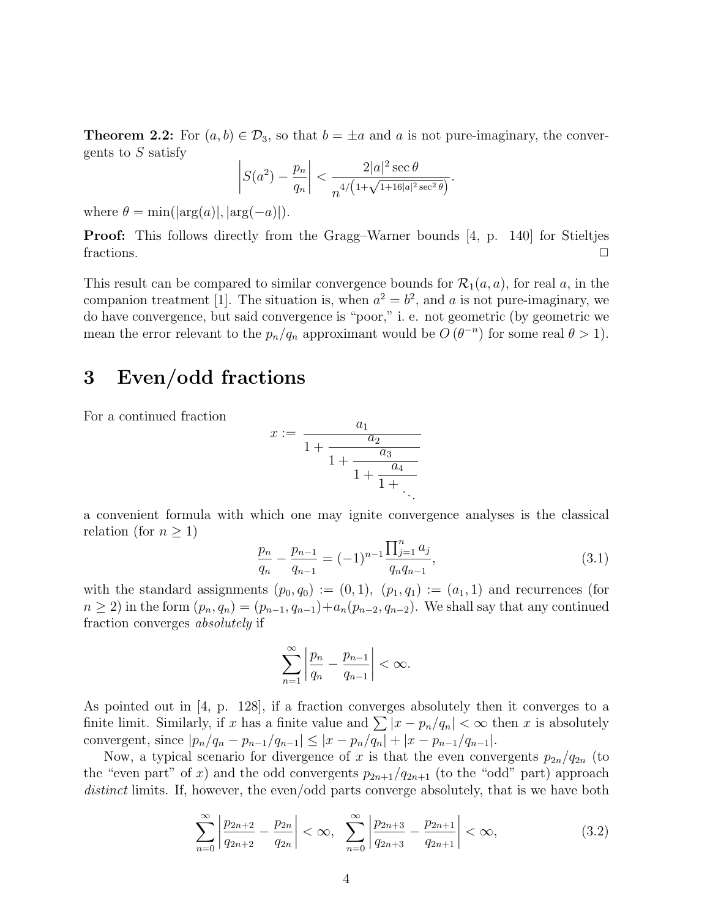**Theorem 2.2:** For $(a, b) \in \mathcal{D}_3$, so that $b = \pm a$ and $a$ is not pure-imaginary, the convergents to $S$ satisfy

$$\left| S(a^2) - \frac{p_n}{q_n} \right| < \frac{2|a|^2 \sec\theta}{n^{4/\left(1+\sqrt{1+16|a|^2\sec^2\theta}\right)}}.$$

where $\theta = \min(|\arg(a)|, |\arg(-a)|)$.

**Proof:** This follows directly from the Gragg–Warner bounds [4, p. 140] for Stieltjes fractions. □

This result can be compared to similar convergence bounds for $\mathcal{R}_1(a, a)$, for real $a$, in the companion treatment [1]. The situation is, when $a^2 = b^2$, and $a$ is not pure-imaginary, we do have convergence, but said convergence is "poor," i. e. not geometric (by geometric we mean the error relevant to the $p_n/q_n$ approximant would be $O(\theta^{-n})$ for some real $\theta > 1$).

# 3 Even/odd fractions

For a continued fraction

$$x := \cfrac{a_1}{1 + \cfrac{a_2}{1 + \cfrac{a_3}{1 + \cfrac{a_4}{1 + \ddots}}}}$$

a convenient formula with which one may ignite convergence analyses is the classical relation (for $n \geq 1$)

$$\frac{p_n}{q_n} - \frac{p_{n-1}}{q_{n-1}} = (-1)^{n-1} \frac{\prod_{j=1}^{n} a_j}{q_n q_{n-1}}, \tag{3.1}$$

with the standard assignments $(p_0, q_0) := (0, 1)$, $(p_1, q_1) := (a_1, 1)$ and recurrences (for $n \geq 2$) in the form $(p_n, q_n) = (p_{n-1}, q_{n-1}) + a_n(p_{n-2}, q_{n-2})$. We shall say that any continued fraction converges *absolutely* if

$$\sum_{n=1}^{\infty} \left| \frac{p_n}{q_n} - \frac{p_{n-1}}{q_{n-1}} \right| < \infty.$$

As pointed out in [4, p. 128], if a fraction converges absolutely then it converges to a finite limit. Similarly, if $x$ has a finite value and $\sum |x - p_n/q_n| < \infty$ then $x$ is absolutely convergent, since $|p_n/q_n - p_{n-1}/q_{n-1}| \leq |x - p_n/q_n| + |x - p_{n-1}/q_{n-1}|$.

Now, a typical scenario for divergence of $x$ is that the even convergents $p_{2n}/q_{2n}$ (to the "even part" of $x$) and the odd convergents $p_{2n+1}/q_{2n+1}$ (to the "odd" part) approach *distinct* limits. If, however, the even/odd parts converge absolutely, that is we have both

$$\sum_{n=0}^{\infty} \left| \frac{p_{2n+2}}{q_{2n+2}} - \frac{p_{2n}}{q_{2n}} \right| < \infty, \quad \sum_{n=0}^{\infty} \left| \frac{p_{2n+3}}{q_{2n+3}} - \frac{p_{2n+1}}{q_{2n+1}} \right| < \infty, \tag{3.2}$$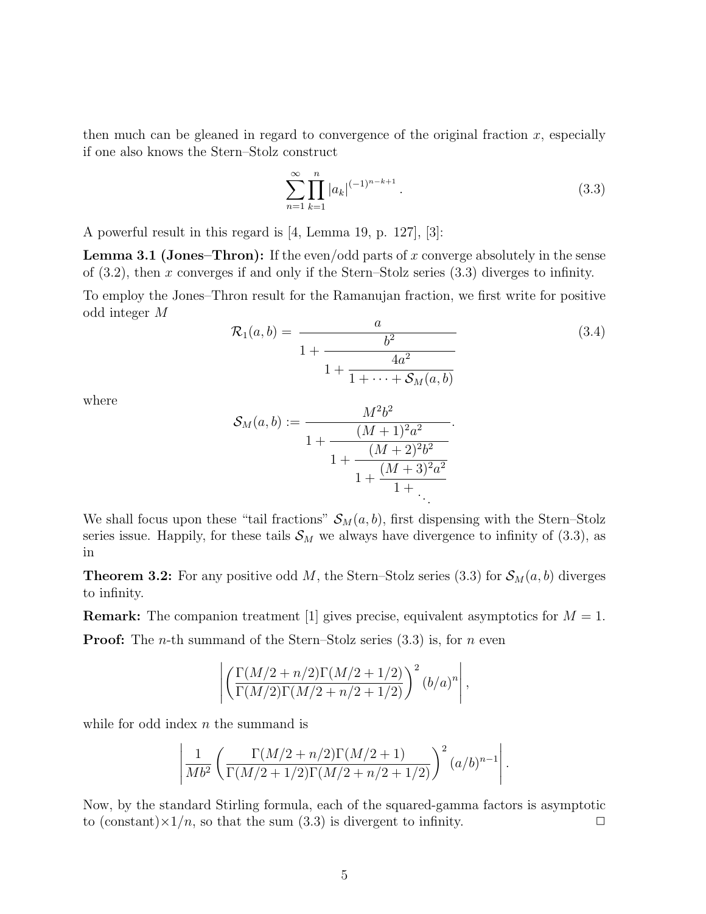then much can be gleaned in regard to convergence of the original fraction $x$, especially if one also knows the Stern–Stolz construct

$$\sum_{n=1}^{\infty} \prod_{k=1}^{n} |a_k|^{(-1)^{n-k+1}}. \tag{3.3}$$

A powerful result in this regard is [4, Lemma 19, p. 127], [3]:

**Lemma 3.1 (Jones–Thron):** If the even/odd parts of $x$ converge absolutely in the sense of (3.2), then $x$ converges if and only if the Stern–Stolz series (3.3) diverges to infinity.

To employ the Jones–Thron result for the Ramanujan fraction, we first write for positive odd integer $M$

$$\mathcal{R}_1(a,b) = \cfrac{a}{1 + \cfrac{b^2}{1 + \cfrac{4a^2}{1 + \cdots + \mathcal{S}_M(a,b)}}} \tag{3.4}$$

where

$$\mathcal{S}_M(a,b) := \cfrac{M^2 b^2}{1 + \cfrac{(M+1)^2 a^2}{1 + \cfrac{(M+2)^2 b^2}{1 + \cfrac{(M+3)^2 a^2}{1 + \ddots}}}}.$$

We shall focus upon these "tail fractions" $\mathcal{S}_M(a,b)$, first dispensing with the Stern–Stolz series issue. Happily, for these tails $\mathcal{S}_M$ we always have divergence to infinity of (3.3), as in

**Theorem 3.2:** For any positive odd $M$, the Stern–Stolz series (3.3) for $\mathcal{S}_M(a,b)$ diverges to infinity.

**Remark:** The companion treatment [1] gives precise, equivalent asymptotics for $M = 1$.

**Proof:** The $n$-th summand of the Stern–Stolz series (3.3) is, for $n$ even

$$\left| \left( \frac{\Gamma(M/2 + n/2)\Gamma(M/2 + 1/2)}{\Gamma(M/2)\Gamma(M/2 + n/2 + 1/2)} \right)^2 (b/a)^n \right|,$$

while for odd index $n$ the summand is

$$\left| \frac{1}{Mb^2} \left( \frac{\Gamma(M/2 + n/2)\Gamma(M/2 + 1)}{\Gamma(M/2 + 1/2)\Gamma(M/2 + n/2 + 1/2)} \right)^2 (a/b)^{n-1} \right|.$$

Now, by the standard Stirling formula, each of the squared-gamma factors is asymptotic to (constant)$\times 1/n$, so that the sum (3.3) is divergent to infinity. $\square$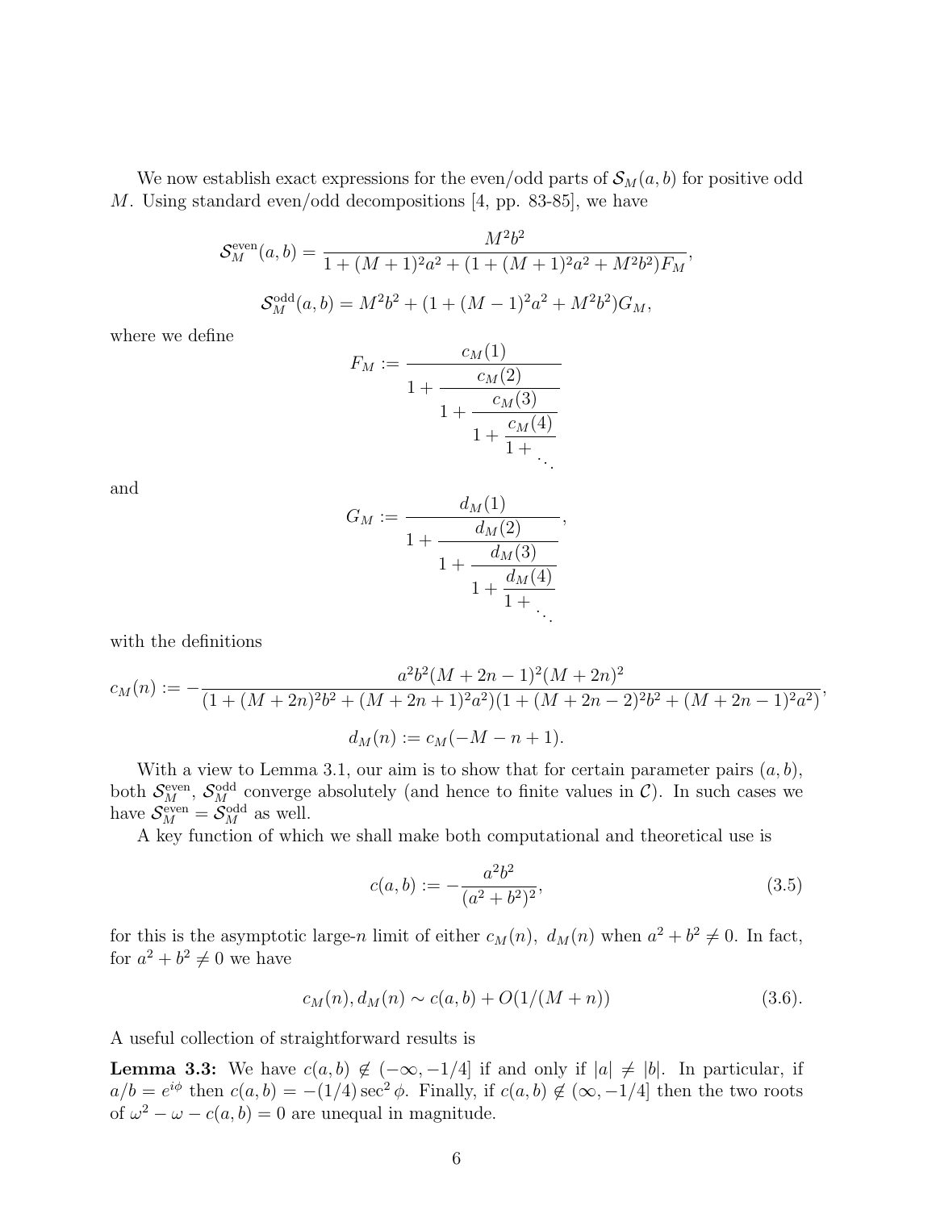We now establish exact expressions for the even/odd parts of $\mathcal{S}_M(a,b)$ for positive odd $M$. Using standard even/odd decompositions [4, pp. 83-85], we have

$$\mathcal{S}_M^{\rm even}(a,b) = \frac{M^2b^2}{1+(M+1)^2a^2+(1+(M+1)^2a^2+M^2b^2)F_M},$$

$$\mathcal{S}_M^{\rm odd}(a,b) = M^2b^2 + (1+(M-1)^2a^2+M^2b^2)G_M,$$

where we define

$$F_M := \cfrac{c_M(1)}{1+\cfrac{c_M(2)}{1+\cfrac{c_M(3)}{1+\cfrac{c_M(4)}{1+\ddots}}}}$$

and

$$G_M := \cfrac{d_M(1)}{1+\cfrac{d_M(2)}{1+\cfrac{d_M(3)}{1+\cfrac{d_M(4)}{1+\ddots}}}},$$

with the definitions

$$c_M(n) := -\frac{a^2b^2(M+2n-1)^2(M+2n)^2}{(1+(M+2n)^2b^2+(M+2n+1)^2a^2)(1+(M+2n-2)^2b^2+(M+2n-1)^2a^2)},$$

$$d_M(n) := c_M(-M-n+1).$$

With a view to Lemma 3.1, our aim is to show that for certain parameter pairs $(a,b)$, both $\mathcal{S}_M^{\rm even}$, $\mathcal{S}_M^{\rm odd}$ converge absolutely (and hence to finite values in $\mathcal{C}$). In such cases we have $\mathcal{S}_M^{\rm even} = \mathcal{S}_M^{\rm odd}$ as well.

A key function of which we shall make both computational and theoretical use is

$$c(a,b) := -\frac{a^2b^2}{(a^2+b^2)^2}, \tag{3.5}$$

for this is the asymptotic large-$n$ limit of either $c_M(n)$, $d_M(n)$ when $a^2+b^2 \neq 0$. In fact, for $a^2+b^2 \neq 0$ we have

$$c_M(n), d_M(n) \sim c(a,b) + O(1/(M+n)) \qquad (3.6).$$

A useful collection of straightforward results is

**Lemma 3.3:** We have $c(a,b) \notin (-\infty, -1/4]$ if and only if $|a| \neq |b|$. In particular, if $a/b = e^{i\phi}$ then $c(a,b) = -(1/4)\sec^2\phi$. Finally, if $c(a,b) \notin (\infty, -1/4]$ then the two roots of $\omega^2 - \omega - c(a,b) = 0$ are unequal in magnitude.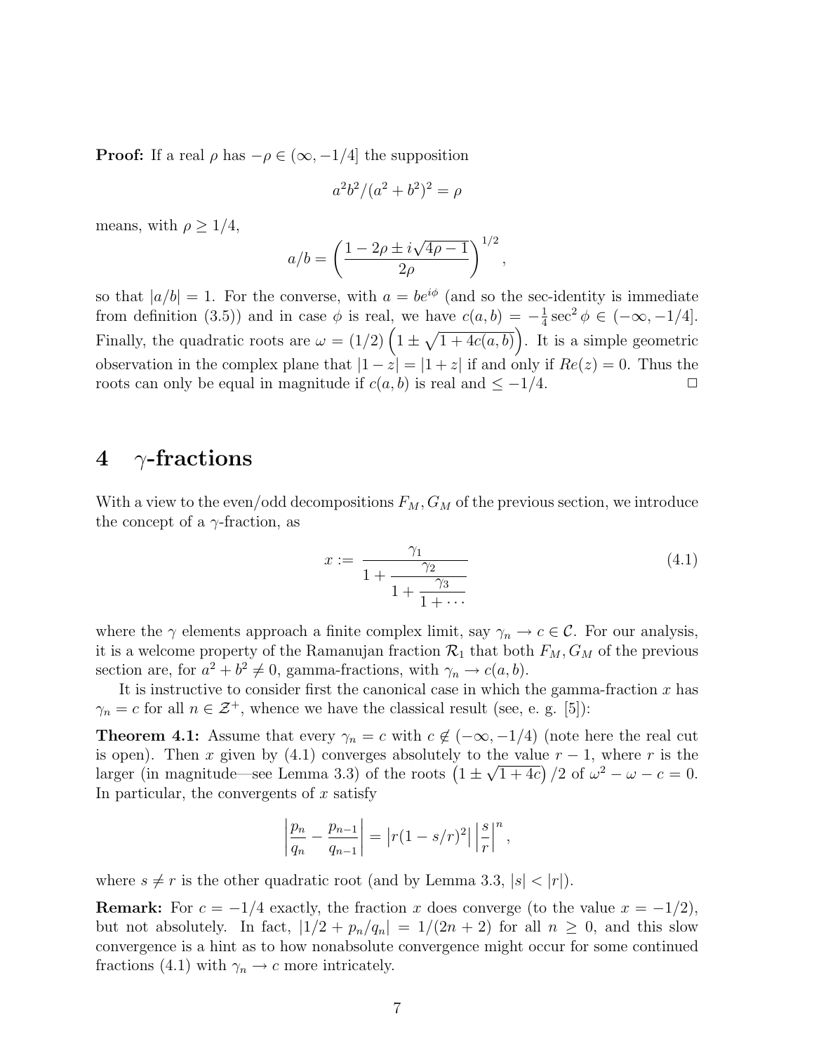**Proof:** If a real $\rho$ has $-\rho \in (\infty, -1/4]$ the supposition

$$a^2b^2/(a^2+b^2)^2 = \rho$$

means, with $\rho \geq 1/4$,

$$a/b = \left(\frac{1-2\rho \pm i\sqrt{4\rho-1}}{2\rho}\right)^{1/2},$$

so that $|a/b| = 1$. For the converse, with $a = be^{i\phi}$ (and so the sec-identity is immediate from definition (3.5)) and in case $\phi$ is real, we have $c(a,b) = -\frac{1}{4}\sec^2\phi \in (-\infty, -1/4]$. Finally, the quadratic roots are $\omega = (1/2)\left(1 \pm \sqrt{1+4c(a,b)}\right)$. It is a simple geometric observation in the complex plane that $|1-z| = |1+z|$ if and only if $Re(z) = 0$. Thus the roots can only be equal in magnitude if $c(a,b)$ is real and $\leq -1/4$. $\square$

# 4 $\gamma$-fractions

With a view to the even/odd decompositions $F_M, G_M$ of the previous section, we introduce the concept of a $\gamma$-fraction, as

$$x := \cfrac{\gamma_1}{1+\cfrac{\gamma_2}{1+\cfrac{\gamma_3}{1+\cdots}}} \tag{4.1}$$

where the $\gamma$ elements approach a finite complex limit, say $\gamma_n \to c \in \mathcal{C}$. For our analysis, it is a welcome property of the Ramanujan fraction $\mathcal{R}_1$ that both $F_M, G_M$ of the previous section are, for $a^2+b^2 \neq 0$, gamma-fractions, with $\gamma_n \to c(a,b)$.

It is instructive to consider first the canonical case in which the gamma-fraction $x$ has $\gamma_n = c$ for all $n \in \mathcal{Z}^+$, whence we have the classical result (see, e. g. [5]):

**Theorem 4.1:** Assume that every $\gamma_n = c$ with $c \notin (-\infty, -1/4)$ (note here the real cut is open). Then $x$ given by (4.1) converges absolutely to the value $r-1$, where $r$ is the larger (in magnitude—see Lemma 3.3) of the roots $\left(1 \pm \sqrt{1+4c}\right)/2$ of $\omega^2 - \omega - c = 0$. In particular, the convergents of $x$ satisfy

$$\left|\frac{p_n}{q_n} - \frac{p_{n-1}}{q_{n-1}}\right| = \left|r(1-s/r)^2\right| \left|\frac{s}{r}\right|^n,$$

where $s \neq r$ is the other quadratic root (and by Lemma 3.3, $|s| < |r|$).

**Remark:** For $c = -1/4$ exactly, the fraction $x$ does converge (to the value $x = -1/2$), but not absolutely. In fact, $|1/2 + p_n/q_n| = 1/(2n+2)$ for all $n \geq 0$, and this slow convergence is a hint as to how nonabsolute convergence might occur for some continued fractions (4.1) with $\gamma_n \to c$ more intricately.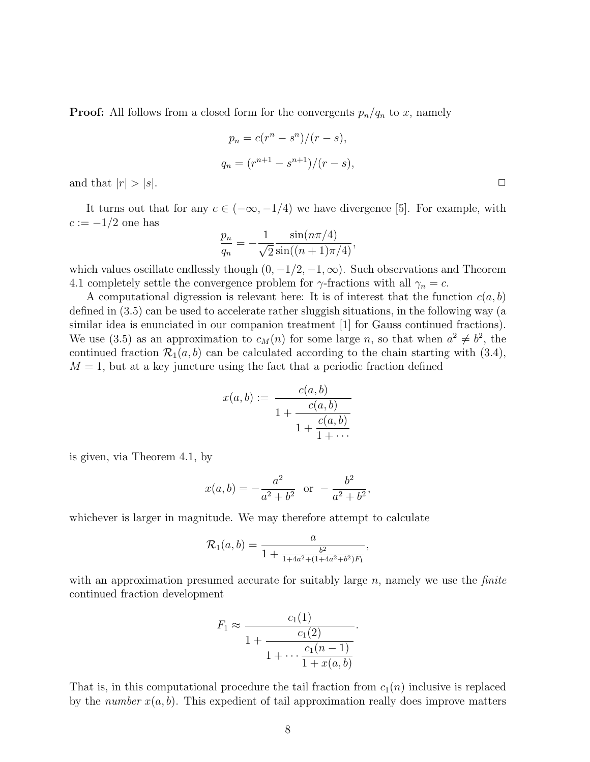**Proof:** All follows from a closed form for the convergents $p_n/q_n$ to $x$, namely

$$p_n = c(r^n - s^n)/(r - s),$$

$$q_n = (r^{n+1} - s^{n+1})/(r - s),$$

and that $|r| > |s|$. $\square$

It turns out that for any $c \in (-\infty, -1/4)$ we have divergence [5]. For example, with $c := -1/2$ one has

$$\frac{p_n}{q_n} = -\frac{1}{\sqrt{2}} \frac{\sin(n\pi/4)}{\sin((n+1)\pi/4)},$$

which values oscillate endlessly though $(0, -1/2, -1, \infty)$. Such observations and Theorem 4.1 completely settle the convergence problem for $\gamma$-fractions with all $\gamma_n = c$.

A computational digression is relevant here: It is of interest that the function $c(a, b)$ defined in (3.5) can be used to accelerate rather sluggish situations, in the following way (a similar idea is enunciated in our companion treatment [1] for Gauss continued fractions). We use (3.5) as an approximation to $c_M(n)$ for some large $n$, so that when $a^2 \neq b^2$, the continued fraction $\mathcal{R}_1(a, b)$ can be calculated according to the chain starting with (3.4), $M = 1$, but at a key juncture using the fact that a periodic fraction defined

$$x(a, b) := \cfrac{c(a, b)}{1 + \cfrac{c(a, b)}{1 + \cfrac{c(a, b)}{1 + \cdots}}}$$

is given, via Theorem 4.1, by

$$x(a, b) = -\frac{a^2}{a^2 + b^2} \quad \text{or} \quad -\frac{b^2}{a^2 + b^2},$$

whichever is larger in magnitude. We may therefore attempt to calculate

$$\mathcal{R}_1(a, b) = \frac{a}{1 + \frac{b^2}{1 + 4a^2 + (1 + 4a^2 + b^2) F_1}},$$

with an approximation presumed accurate for suitably large $n$, namely we use the *finite* continued fraction development

$$F_1 \approx \cfrac{c_1(1)}{1 + \cfrac{c_1(2)}{1 + \cdots \cfrac{c_1(n-1)}{1 + x(a, b)}}}.$$

That is, in this computational procedure the tail fraction from $c_1(n)$ inclusive is replaced by the *number* $x(a, b)$. This expedient of tail approximation really does improve matters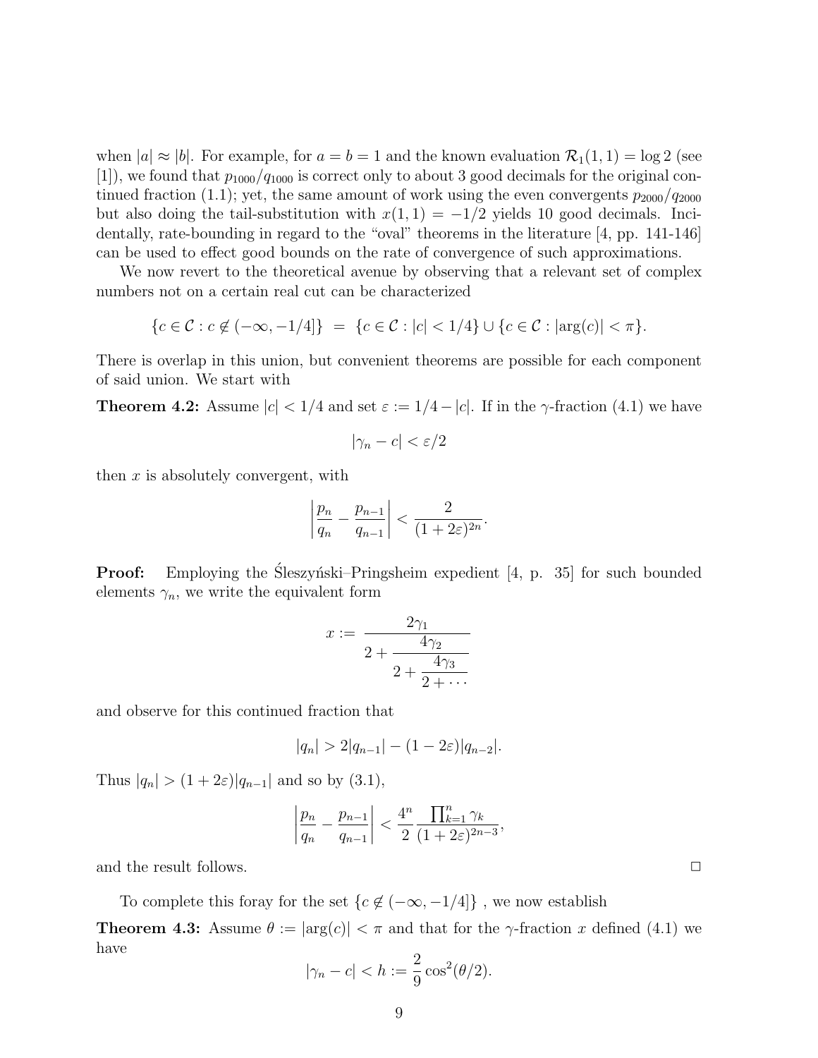when $|a| \approx |b|$. For example, for $a = b = 1$ and the known evaluation $\mathcal{R}_1(1,1) = \log 2$ (see [1]), we found that $p_{1000}/q_{1000}$ is correct only to about 3 good decimals for the original continued fraction (1.1); yet, the same amount of work using the even convergents $p_{2000}/q_{2000}$ but also doing the tail-substitution with $x(1,1) = -1/2$ yields 10 good decimals. Incidentally, rate-bounding in regard to the "oval" theorems in the literature [4, pp. 141-146] can be used to effect good bounds on the rate of convergence of such approximations.

We now revert to the theoretical avenue by observing that a relevant set of complex numbers not on a certain real cut can be characterized

$$\{c \in \mathcal{C} : c \notin (-\infty, -1/4]\} \;=\; \{c \in \mathcal{C} : |c| < 1/4\} \cup \{c \in \mathcal{C} : |\arg(c)| < \pi\}.$$

There is overlap in this union, but convenient theorems are possible for each component of said union. We start with

**Theorem 4.2:** Assume $|c| < 1/4$ and set $\varepsilon := 1/4 - |c|$. If in the $\gamma$-fraction (4.1) we have

$$|\gamma_n - c| < \varepsilon/2$$

then $x$ is absolutely convergent, with

$$\left|\frac{p_n}{q_n} - \frac{p_{n-1}}{q_{n-1}}\right| < \frac{2}{(1+2\varepsilon)^{2n}}.$$

**Proof:** Employing the Śleszyński–Pringsheim expedient [4, p. 35] for such bounded elements $\gamma_n$, we write the equivalent form

$$x := \cfrac{2\gamma_1}{2 + \cfrac{4\gamma_2}{2 + \cfrac{4\gamma_3}{2 + \cdots}}}$$

and observe for this continued fraction that

$$|q_n| > 2|q_{n-1}| - (1 - 2\varepsilon)|q_{n-2}|.$$

Thus $|q_n| > (1+2\varepsilon)|q_{n-1}|$ and so by (3.1),

$$\left|\frac{p_n}{q_n} - \frac{p_{n-1}}{q_{n-1}}\right| < \frac{4^n}{2}\frac{\prod_{k=1}^n \gamma_k}{(1+2\varepsilon)^{2n-3}},$$

and the result follows. $\square$

To complete this foray for the set $\{c \notin (-\infty, -1/4]\}$ , we now establish

**Theorem 4.3:** Assume $\theta := |\arg(c)| < \pi$ and that for the $\gamma$-fraction $x$ defined (4.1) we have

$$|\gamma_n - c| < h := \frac{2}{9}\cos^2(\theta/2).$$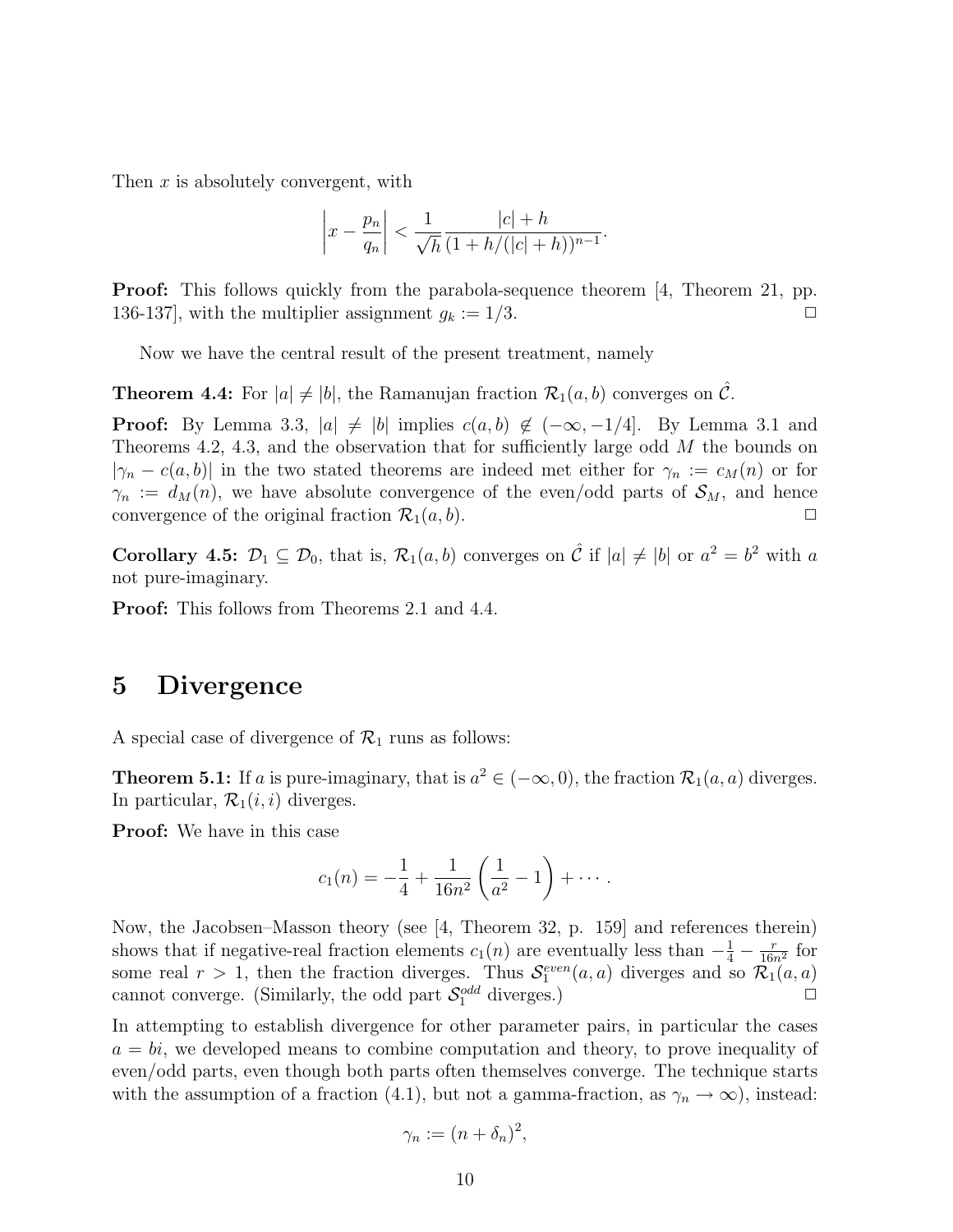Then $x$ is absolutely convergent, with

$$\left| x - \frac{p_n}{q_n} \right| < \frac{1}{\sqrt{h}} \frac{|c| + h}{(1 + h/(|c| + h))^{n-1}}.$$

**Proof:** This follows quickly from the parabola-sequence theorem [4, Theorem 21, pp. 136-137], with the multiplier assignment $g_k := 1/3$. $\square$

Now we have the central result of the present treatment, namely

**Theorem 4.4:** For $|a| \neq |b|$, the Ramanujan fraction $\mathcal{R}_1(a, b)$ converges on $\hat{\mathcal{C}}$.

**Proof:** By Lemma 3.3, $|a| \neq |b|$ implies $c(a, b) \notin (-\infty, -1/4]$. By Lemma 3.1 and Theorems 4.2, 4.3, and the observation that for sufficiently large odd $M$ the bounds on $|\gamma_n - c(a, b)|$ in the two stated theorems are indeed met either for $\gamma_n := c_M(n)$ or for $\gamma_n := d_M(n)$, we have absolute convergence of the even/odd parts of $\mathcal{S}_M$, and hence convergence of the original fraction $\mathcal{R}_1(a, b)$. $\square$

**Corollary 4.5:** $\mathcal{D}_1 \subseteq \mathcal{D}_0$, that is, $\mathcal{R}_1(a, b)$ converges on $\hat{\mathcal{C}}$ if $|a| \neq |b|$ or $a^2 = b^2$ with $a$ not pure-imaginary.

**Proof:** This follows from Theorems 2.1 and 4.4.

# 5 Divergence

A special case of divergence of $\mathcal{R}_1$ runs as follows:

**Theorem 5.1:** If $a$ is pure-imaginary, that is $a^2 \in (-\infty, 0)$, the fraction $\mathcal{R}_1(a, a)$ diverges. In particular, $\mathcal{R}_1(i, i)$ diverges.

**Proof:** We have in this case

$$c_1(n) = -\frac{1}{4} + \frac{1}{16n^2} \left( \frac{1}{a^2} - 1 \right) + \cdots .$$

Now, the Jacobsen–Masson theory (see [4, Theorem 32, p. 159] and references therein) shows that if negative-real fraction elements $c_1(n)$ are eventually less than $-\frac{1}{4} - \frac{r}{16n^2}$ for some real $r > 1$, then the fraction diverges. Thus $\mathcal{S}_1^{even}(a, a)$ diverges and so $\mathcal{R}_1(a, a)$ cannot converge. (Similarly, the odd part $\mathcal{S}_1^{odd}$ diverges.) $\square$

In attempting to establish divergence for other parameter pairs, in particular the cases $a = bi$, we developed means to combine computation and theory, to prove inequality of even/odd parts, even though both parts often themselves converge. The technique starts with the assumption of a fraction (4.1), but not a gamma-fraction, as $\gamma_n \to \infty$), instead:

$$\gamma_n := (n + \delta_n)^2,$$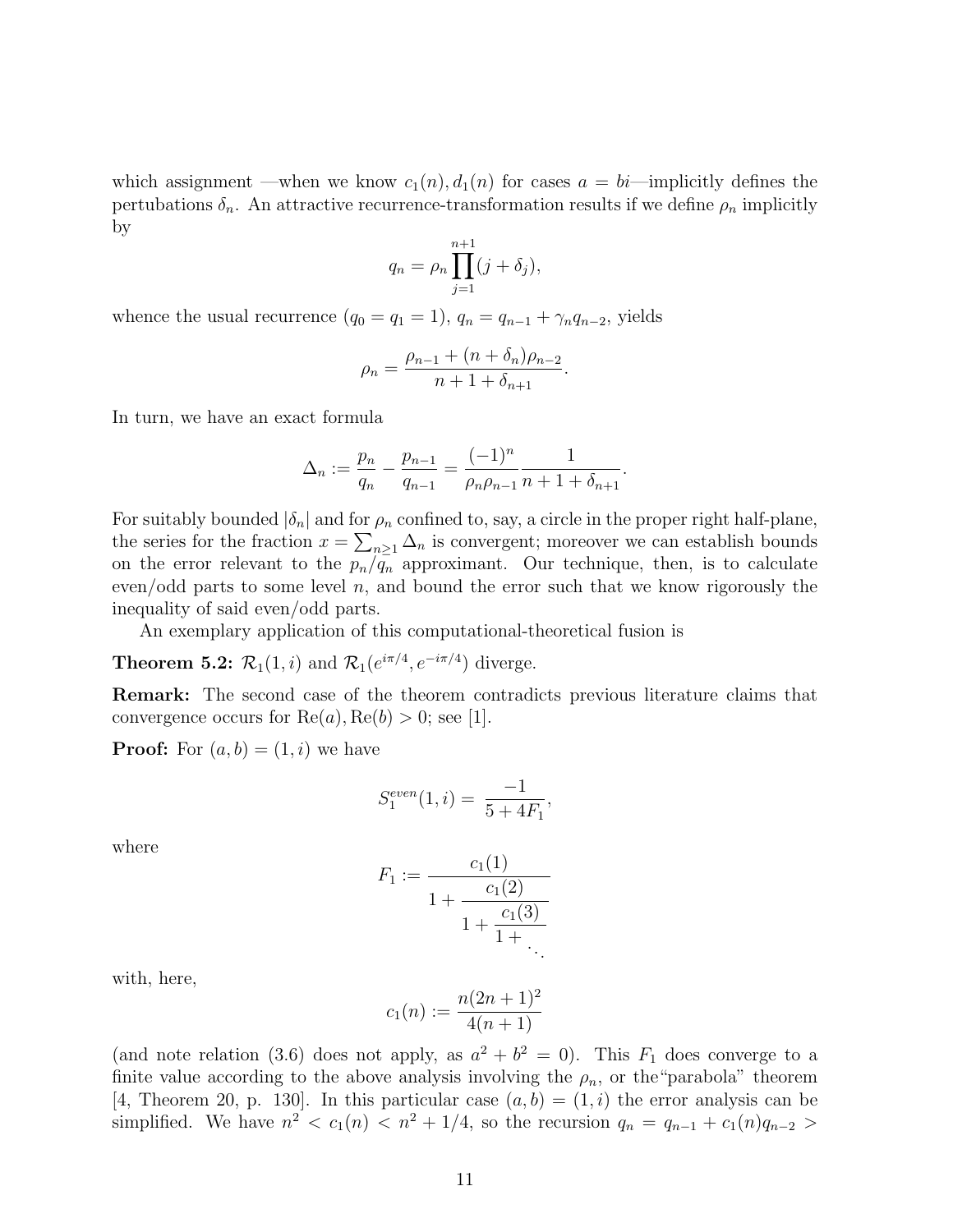which assignment —when we know $c_1(n), d_1(n)$ for cases $a = bi$—implicitly defines the pertubations $\delta_n$. An attractive recurrence-transformation results if we define $\rho_n$ implicitly by

$$q_n = \rho_n \prod_{j=1}^{n+1} (j + \delta_j),$$

whence the usual recurrence ($q_0 = q_1 = 1$), $q_n = q_{n-1} + \gamma_n q_{n-2}$, yields

$$\rho_n = \frac{\rho_{n-1} + (n + \delta_n)\rho_{n-2}}{n + 1 + \delta_{n+1}}.$$

In turn, we have an exact formula

$$\Delta_n := \frac{p_n}{q_n} - \frac{p_{n-1}}{q_{n-1}} = \frac{(-1)^n}{\rho_n \rho_{n-1}} \frac{1}{n + 1 + \delta_{n+1}}.$$

For suitably bounded $|\delta_n|$ and for $\rho_n$ confined to, say, a circle in the proper right half-plane, the series for the fraction $x = \sum_{n \geq 1} \Delta_n$ is convergent; moreover we can establish bounds on the error relevant to the $p_n/q_n$ approximant. Our technique, then, is to calculate even/odd parts to some level $n$, and bound the error such that we know rigorously the inequality of said even/odd parts.

An exemplary application of this computational-theoretical fusion is

**Theorem 5.2:** $\mathcal{R}_1(1, i)$ and $\mathcal{R}_1(e^{i\pi/4}, e^{-i\pi/4})$ diverge.

**Remark:** The second case of the theorem contradicts previous literature claims that convergence occurs for $\mathrm{Re}(a), \mathrm{Re}(b) > 0$; see [1].

**Proof:** For $(a, b) = (1, i)$ we have

$$S_1^{even}(1, i) = \frac{-1}{5 + 4F_1},$$

where

$$F_1 := \cfrac{c_1(1)}{1 + \cfrac{c_1(2)}{1 + \cfrac{c_1(3)}{1 + \ddots}}}$$

with, here,

$$c_1(n) := \frac{n(2n+1)^2}{4(n+1)}$$

(and note relation (3.6) does not apply, as $a^2 + b^2 = 0$). This $F_1$ does converge to a finite value according to the above analysis involving the $\rho_n$, or the"parabola" theorem [4, Theorem 20, p. 130]. In this particular case $(a, b) = (1, i)$ the error analysis can be simplified. We have $n^2 < c_1(n) < n^2 + 1/4$, so the recursion $q_n = q_{n-1} + c_1(n) q_{n-2} >$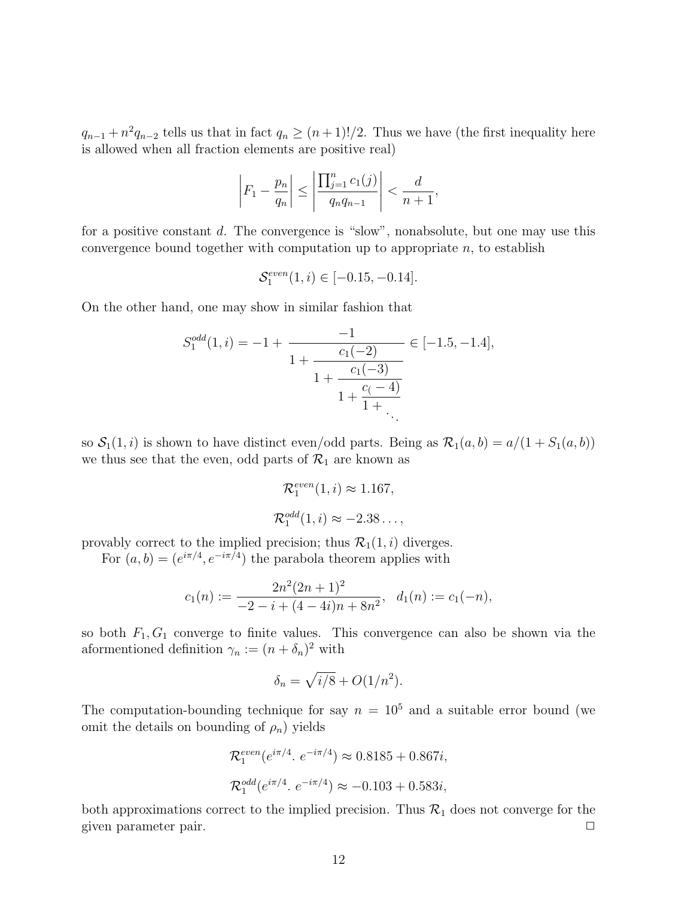$q_{n-1} + n^2 q_{n-2}$ tells us that in fact $q_n \geq (n+1)!/2$. Thus we have (the first inequality here is allowed when all fraction elements are positive real)

$$\left| F_1 - \frac{p_n}{q_n} \right| \leq \left| \frac{\prod_{j=1}^n c_1(j)}{q_n q_{n-1}} \right| < \frac{d}{n+1},$$

for a positive constant $d$. The convergence is "slow", nonabsolute, but one may use this convergence bound together with computation up to appropriate $n$, to establish

$$\mathcal{S}_1^{even}(1, i) \in [-0.15, -0.14].$$

On the other hand, one may show in similar fashion that

$$S_1^{odd}(1, i) = -1 + \cfrac{-1}{1 + \cfrac{c_1(-2)}{1 + \cfrac{c_1(-3)}{1 + \cfrac{c_(-4)}{1 + \ddots}}}} \in [-1.5, -1.4],$$

so $\mathcal{S}_1(1, i)$ is shown to have distinct even/odd parts. Being as $\mathcal{R}_1(a, b) = a/(1 + S_1(a, b))$ we thus see that the even, odd parts of $\mathcal{R}_1$ are known as

$$\mathcal{R}_1^{even}(1, i) \approx 1.167,$$

$$\mathcal{R}_1^{odd}(1, i) \approx -2.38\ldots,$$

provably correct to the implied precision; thus $\mathcal{R}_1(1, i)$ diverges.

For $(a, b) = (e^{i\pi/4}, e^{-i\pi/4})$ the parabola theorem applies with

$$c_1(n) := \frac{2n^2(2n+1)^2}{-2 - i + (4-4i)n + 8n^2}, \quad d_1(n) := c_1(-n),$$

so both $F_1, G_1$ converge to finite values. This convergence can also be shown via the aforementioned definition $\gamma_n := (n + \delta_n)^2$ with

$$\delta_n = \sqrt{i/8} + O(1/n^2).$$

The computation-bounding technique for say $n = 10^5$ and a suitable error bound (we omit the details on bounding of $\rho_n$) yields

$$\mathcal{R}_1^{even}(e^{i\pi/4}.\ e^{-i\pi/4}) \approx 0.8185 + 0.867i,$$

$$\mathcal{R}_1^{odd}(e^{i\pi/4}.\ e^{-i\pi/4}) \approx -0.103 + 0.583i,$$

both approximations correct to the implied precision. Thus $\mathcal{R}_1$ does not converge for the given parameter pair. $\square$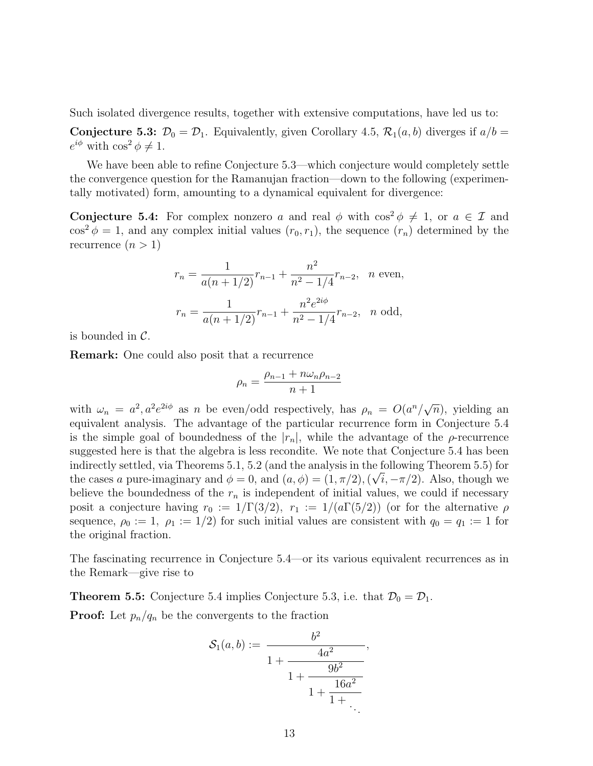Such isolated divergence results, together with extensive computations, have led us to:

**Conjecture 5.3:** $\mathcal{D}_0 = \mathcal{D}_1$. Equivalently, given Corollary 4.5, $\mathcal{R}_1(a,b)$ diverges if $a/b = e^{i\phi}$ with $\cos^2\phi \neq 1$.

We have been able to refine Conjecture 5.3—which conjecture would completely settle the convergence question for the Ramanujan fraction—down to the following (experimentally motivated) form, amounting to a dynamical equivalent for divergence:

**Conjecture 5.4:** For complex nonzero $a$ and real $\phi$ with $\cos^2\phi \neq 1$, or $a \in \mathcal{I}$ and $\cos^2\phi = 1$, and any complex initial values $(r_0, r_1)$, the sequence $(r_n)$ determined by the recurrence $(n > 1)$

$$r_n = \frac{1}{a(n+1/2)} r_{n-1} + \frac{n^2}{n^2 - 1/4} r_{n-2}, \quad n \text{ even},$$

$$r_n = \frac{1}{a(n+1/2)} r_{n-1} + \frac{n^2 e^{2i\phi}}{n^2 - 1/4} r_{n-2}, \quad n \text{ odd},$$

is bounded in $\mathcal{C}$.

**Remark:** One could also posit that a recurrence

$$\rho_n = \frac{\rho_{n-1} + n\omega_n \rho_{n-2}}{n+1}$$

with $\omega_n = a^2, a^2 e^{2i\phi}$ as $n$ be even/odd respectively, has $\rho_n = O(a^n/\sqrt{n})$, yielding an equivalent analysis. The advantage of the particular recurrence form in Conjecture 5.4 is the simple goal of boundedness of the $|r_n|$, while the advantage of the $\rho$-recurrence suggested here is that the algebra is less recondite. We note that Conjecture 5.4 has been indirectly settled, via Theorems 5.1, 5.2 (and the analysis in the following Theorem 5.5) for the cases $a$ pure-imaginary and $\phi = 0$, and $(a, \phi) = (1, \pi/2), (\sqrt{i}, -\pi/2)$. Also, though we believe the boundedness of the $r_n$ is independent of initial values, we could if necessary posit a conjecture having $r_0 := 1/\Gamma(3/2)$, $r_1 := 1/(a\Gamma(5/2))$ (or for the alternative $\rho$ sequence, $\rho_0 := 1$, $\rho_1 := 1/2$) for such initial values are consistent with $q_0 = q_1 := 1$ for the original fraction.

The fascinating recurrence in Conjecture 5.4—or its various equivalent recurrences as in the Remark—give rise to

**Theorem 5.5:** Conjecture 5.4 implies Conjecture 5.3, i.e. that $\mathcal{D}_0 = \mathcal{D}_1$.

**Proof:** Let $p_n/q_n$ be the convergents to the fraction

$$\mathcal{S}_1(a,b) := \cfrac{b^2}{1 + \cfrac{4a^2}{1 + \cfrac{9b^2}{1 + \cfrac{16a^2}{1 + \ddots}}}},$$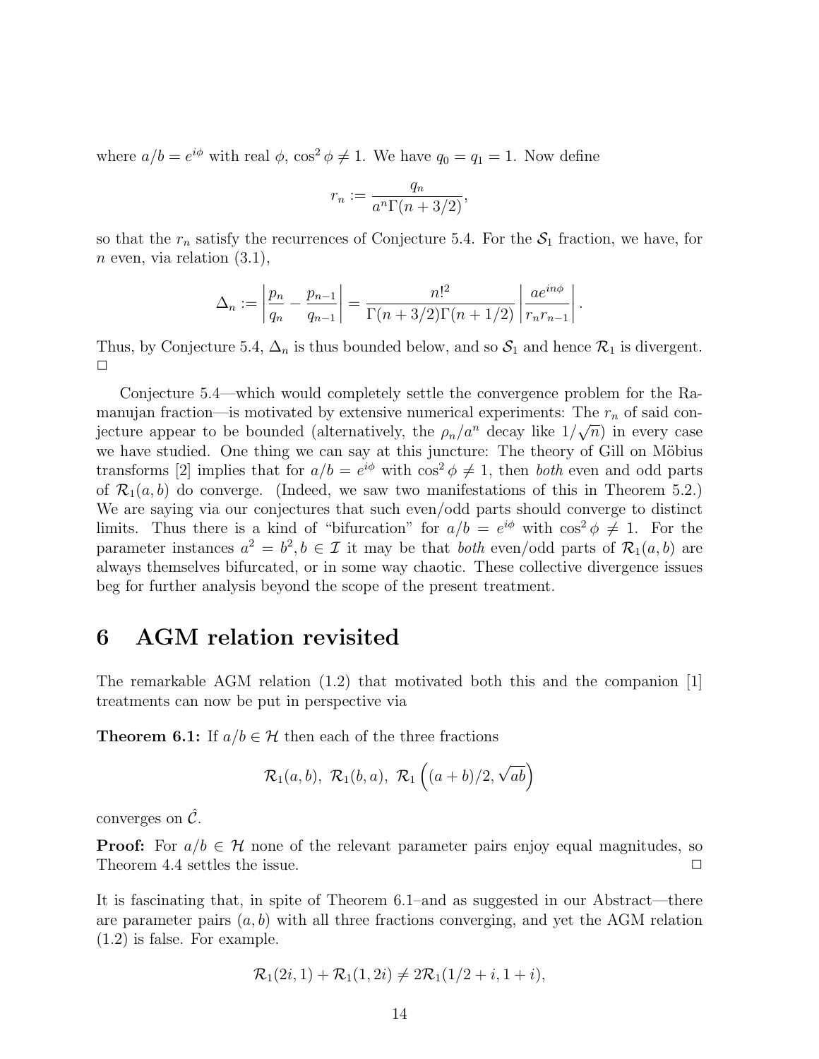where $a/b = e^{i\phi}$ with real $\phi$, $\cos^2 \phi \neq 1$. We have $q_0 = q_1 = 1$. Now define

$$r_n := \frac{q_n}{a^n \Gamma(n+3/2)},$$

so that the $r_n$ satisfy the recurrences of Conjecture 5.4. For the $\mathcal{S}_1$ fraction, we have, for $n$ even, via relation (3.1),

$$\Delta_n := \left| \frac{p_n}{q_n} - \frac{p_{n-1}}{q_{n-1}} \right| = \frac{n!^2}{\Gamma(n+3/2)\Gamma(n+1/2)} \left| \frac{a e^{in\phi}}{r_n r_{n-1}} \right|.$$

Thus, by Conjecture 5.4, $\Delta_n$ is thus bounded below, and so $\mathcal{S}_1$ and hence $\mathcal{R}_1$ is divergent. □

Conjecture 5.4—which would completely settle the convergence problem for the Ramanujan fraction—is motivated by extensive numerical experiments: The $r_n$ of said conjecture appear to be bounded (alternatively, the $\rho_n/a^n$ decay like $1/\sqrt{n}$) in every case we have studied. One thing we can say at this juncture: The theory of Gill on Möbius transforms [2] implies that for $a/b = e^{i\phi}$ with $\cos^2 \phi \neq 1$, then *both* even and odd parts of $\mathcal{R}_1(a, b)$ do converge. (Indeed, we saw two manifestations of this in Theorem 5.2.) We are saying via our conjectures that such even/odd parts should converge to distinct limits. Thus there is a kind of "bifurcation" for $a/b = e^{i\phi}$ with $\cos^2 \phi \neq 1$. For the parameter instances $a^2 = b^2, b \in \mathcal{I}$ it may be that *both* even/odd parts of $\mathcal{R}_1(a, b)$ are always themselves bifurcated, or in some way chaotic. These collective divergence issues beg for further analysis beyond the scope of the present treatment.

## 6 AGM relation revisited

The remarkable AGM relation (1.2) that motivated both this and the companion [1] treatments can now be put in perspective via

**Theorem 6.1:** If $a/b \in \mathcal{H}$ then each of the three fractions

$$\mathcal{R}_1(a, b),\ \mathcal{R}_1(b, a),\ \mathcal{R}_1\left((a+b)/2, \sqrt{ab}\right)$$

converges on $\hat{\mathcal{C}}$.

**Proof:** For $a/b \in \mathcal{H}$ none of the relevant parameter pairs enjoy equal magnitudes, so Theorem 4.4 settles the issue. □

It is fascinating that, in spite of Theorem 6.1–and as suggested in our Abstract—there are parameter pairs $(a, b)$ with all three fractions converging, and yet the AGM relation (1.2) is false. For example.

$$\mathcal{R}_1(2i, 1) + \mathcal{R}_1(1, 2i) \neq 2\mathcal{R}_1(1/2 + i, 1 + i),$$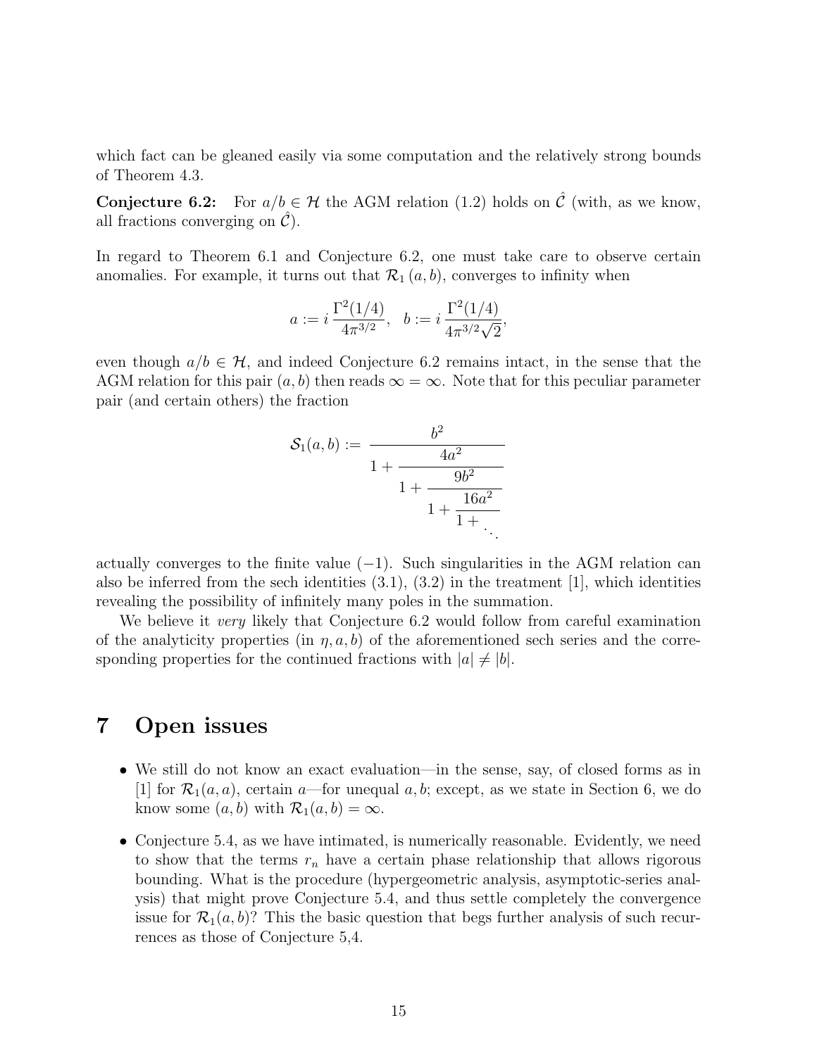which fact can be gleaned easily via some computation and the relatively strong bounds of Theorem 4.3.

**Conjecture 6.2:** For $a/b \in \mathcal{H}$ the AGM relation (1.2) holds on $\hat{\mathcal{C}}$ (with, as we know, all fractions converging on $\hat{\mathcal{C}}$).

In regard to Theorem 6.1 and Conjecture 6.2, one must take care to observe certain anomalies. For example, it turns out that $\mathcal{R}_1(a, b)$, converges to infinity when

$$a := i\,\frac{\Gamma^2(1/4)}{4\pi^{3/2}}, \quad b := i\,\frac{\Gamma^2(1/4)}{4\pi^{3/2}\sqrt{2}},$$

even though $a/b \in \mathcal{H}$, and indeed Conjecture 6.2 remains intact, in the sense that the AGM relation for this pair $(a, b)$ then reads $\infty = \infty$. Note that for this peculiar parameter pair (and certain others) the fraction

$$\mathcal{S}_1(a, b) := \cfrac{b^2}{1 + \cfrac{4a^2}{1 + \cfrac{9b^2}{1 + \cfrac{16a^2}{1 + \ddots}}}}$$

actually converges to the finite value $(-1)$. Such singularities in the AGM relation can also be inferred from the sech identities (3.1), (3.2) in the treatment [1], which identities revealing the possibility of infinitely many poles in the summation.

We believe it *very* likely that Conjecture 6.2 would follow from careful examination of the analyticity properties (in $\eta, a, b$) of the aforementioned sech series and the corresponding properties for the continued fractions with $|a| \neq |b|$.

# 7 Open issues

- We still do not know an exact evaluation—in the sense, say, of closed forms as in [1] for $\mathcal{R}_1(a, a)$, certain $a$—for unequal $a, b$; except, as we state in Section 6, we do know some $(a, b)$ with $\mathcal{R}_1(a, b) = \infty$.

- Conjecture 5.4, as we have intimated, is numerically reasonable. Evidently, we need to show that the terms $r_n$ have a certain phase relationship that allows rigorous bounding. What is the procedure (hypergeometric analysis, asymptotic-series analysis) that might prove Conjecture 5.4, and thus settle completely the convergence issue for $\mathcal{R}_1(a, b)$? This the basic question that begs further analysis of such recurrences as those of Conjecture 5,4.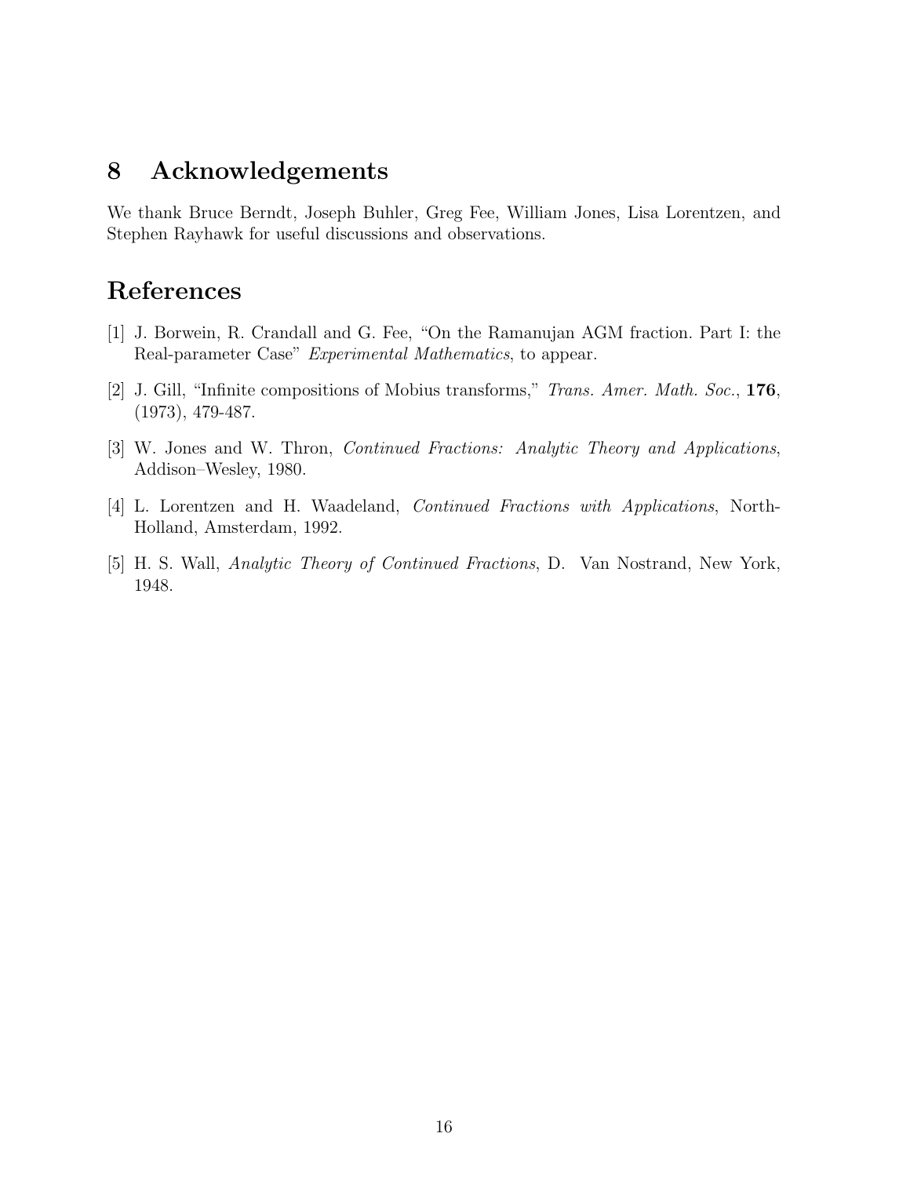## 8 Acknowledgements

We thank Bruce Berndt, Joseph Buhler, Greg Fee, William Jones, Lisa Lorentzen, and Stephen Rayhawk for useful discussions and observations.

## References

[1] J. Borwein, R. Crandall and G. Fee, "On the Ramanujan AGM fraction. Part I: the Real-parameter Case" *Experimental Mathematics*, to appear.

[2] J. Gill, "Infinite compositions of Mobius transforms," *Trans. Amer. Math. Soc.*, **176**, (1973), 479-487.

[3] W. Jones and W. Thron, *Continued Fractions: Analytic Theory and Applications*, Addison–Wesley, 1980.

[4] L. Lorentzen and H. Waadeland, *Continued Fractions with Applications*, North-Holland, Amsterdam, 1992.

[5] H. S. Wall, *Analytic Theory of Continued Fractions*, D. Van Nostrand, New York, 1948.